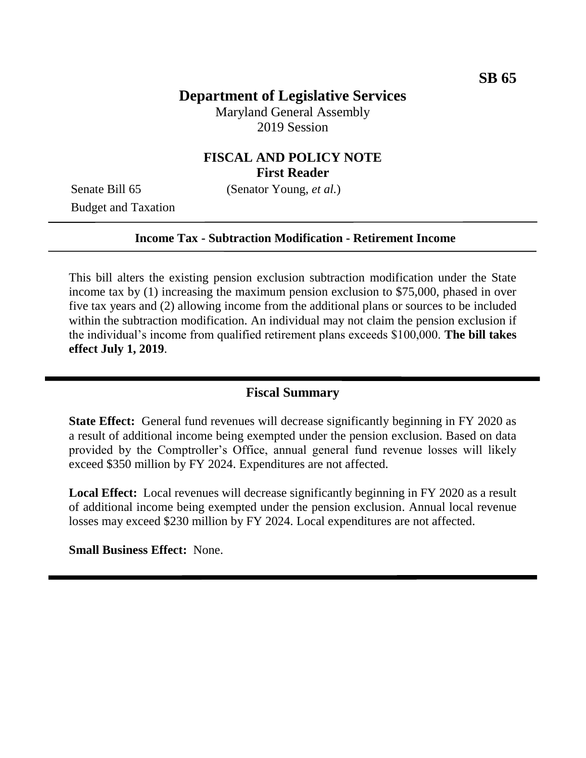SB 65

# Department of Legislative Services

Maryland General Assembly
2019 Session

## FISCAL AND POLICY NOTE
**First Reader**

Senate Bill 65 (Senator Young, *et al.*)
Budget and Taxation

---

**Income Tax - Subtraction Modification - Retirement Income**

---

This bill alters the existing pension exclusion subtraction modification under the State income tax by (1) increasing the maximum pension exclusion to $75,000, phased in over five tax years and (2) allowing income from the additional plans or sources to be included within the subtraction modification. An individual may not claim the pension exclusion if the individual's income from qualified retirement plans exceeds $100,000. **The bill takes effect July 1, 2019**.

---

## Fiscal Summary

**State Effect:** General fund revenues will decrease significantly beginning in FY 2020 as a result of additional income being exempted under the pension exclusion. Based on data provided by the Comptroller's Office, annual general fund revenue losses will likely exceed $350 million by FY 2024. Expenditures are not affected.

**Local Effect:** Local revenues will decrease significantly beginning in FY 2020 as a result of additional income being exempted under the pension exclusion. Annual local revenue losses may exceed $230 million by FY 2024. Local expenditures are not affected.

**Small Business Effect:** None.

---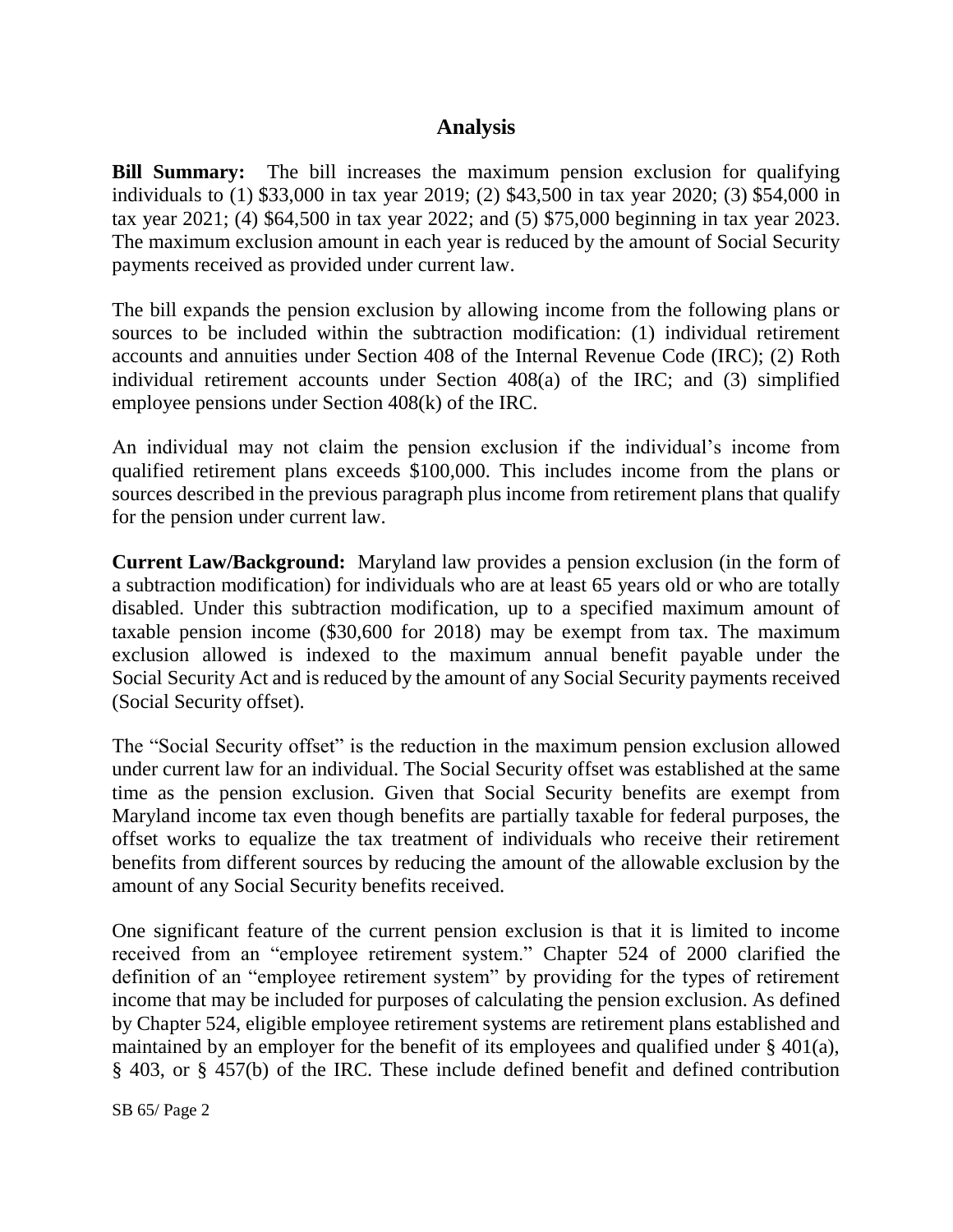## Analysis

**Bill Summary:** The bill increases the maximum pension exclusion for qualifying individuals to (1) $33,000 in tax year 2019; (2) $43,500 in tax year 2020; (3) $54,000 in tax year 2021; (4) $64,500 in tax year 2022; and (5) $75,000 beginning in tax year 2023. The maximum exclusion amount in each year is reduced by the amount of Social Security payments received as provided under current law.

The bill expands the pension exclusion by allowing income from the following plans or sources to be included within the subtraction modification: (1) individual retirement accounts and annuities under Section 408 of the Internal Revenue Code (IRC); (2) Roth individual retirement accounts under Section 408(a) of the IRC; and (3) simplified employee pensions under Section 408(k) of the IRC.

An individual may not claim the pension exclusion if the individual's income from qualified retirement plans exceeds $100,000. This includes income from the plans or sources described in the previous paragraph plus income from retirement plans that qualify for the pension under current law.

**Current Law/Background:** Maryland law provides a pension exclusion (in the form of a subtraction modification) for individuals who are at least 65 years old or who are totally disabled. Under this subtraction modification, up to a specified maximum amount of taxable pension income ($30,600 for 2018) may be exempt from tax. The maximum exclusion allowed is indexed to the maximum annual benefit payable under the Social Security Act and is reduced by the amount of any Social Security payments received (Social Security offset).

The "Social Security offset" is the reduction in the maximum pension exclusion allowed under current law for an individual. The Social Security offset was established at the same time as the pension exclusion. Given that Social Security benefits are exempt from Maryland income tax even though benefits are partially taxable for federal purposes, the offset works to equalize the tax treatment of individuals who receive their retirement benefits from different sources by reducing the amount of the allowable exclusion by the amount of any Social Security benefits received.

One significant feature of the current pension exclusion is that it is limited to income received from an "employee retirement system." Chapter 524 of 2000 clarified the definition of an "employee retirement system" by providing for the types of retirement income that may be included for purposes of calculating the pension exclusion. As defined by Chapter 524, eligible employee retirement systems are retirement plans established and maintained by an employer for the benefit of its employees and qualified under § 401(a), § 403, or § 457(b) of the IRC. These include defined benefit and defined contribution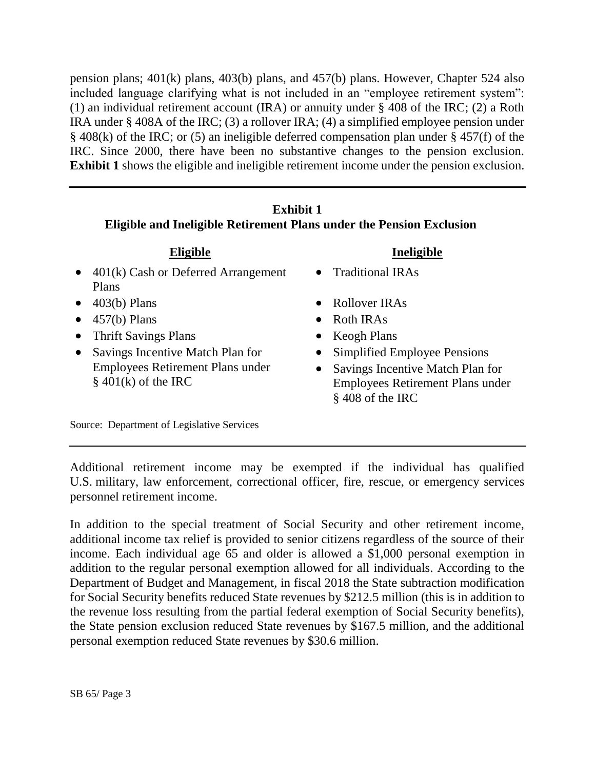pension plans; 401(k) plans, 403(b) plans, and 457(b) plans. However, Chapter 524 also included language clarifying what is not included in an "employee retirement system": (1) an individual retirement account (IRA) or annuity under § 408 of the IRC; (2) a Roth IRA under § 408A of the IRC; (3) a rollover IRA; (4) a simplified employee pension under § 408(k) of the IRC; or (5) an ineligible deferred compensation plan under § 457(f) of the IRC. Since 2000, there have been no substantive changes to the pension exclusion. **Exhibit 1** shows the eligible and ineligible retirement income under the pension exclusion.

**Exhibit 1**
**Eligible and Ineligible Retirement Plans under the Pension Exclusion**

| **Eligible** | **Ineligible** |
|---|---|
| • 401(k) Cash or Deferred Arrangement Plans | • Traditional IRAs |
| • 403(b) Plans | • Rollover IRAs |
| • 457(b) Plans | • Roth IRAs |
| • Thrift Savings Plans | • Keogh Plans |
| • Savings Incentive Match Plan for Employees Retirement Plans under § 401(k) of the IRC | • Simplified Employee Pensions |
| | • Savings Incentive Match Plan for Employees Retirement Plans under § 408 of the IRC |

Source: Department of Legislative Services

Additional retirement income may be exempted if the individual has qualified U.S. military, law enforcement, correctional officer, fire, rescue, or emergency services personnel retirement income.

In addition to the special treatment of Social Security and other retirement income, additional income tax relief is provided to senior citizens regardless of the source of their income. Each individual age 65 and older is allowed a $1,000 personal exemption in addition to the regular personal exemption allowed for all individuals. According to the Department of Budget and Management, in fiscal 2018 the State subtraction modification for Social Security benefits reduced State revenues by $212.5 million (this is in addition to the revenue loss resulting from the partial federal exemption of Social Security benefits), the State pension exclusion reduced State revenues by $167.5 million, and the additional personal exemption reduced State revenues by $30.6 million.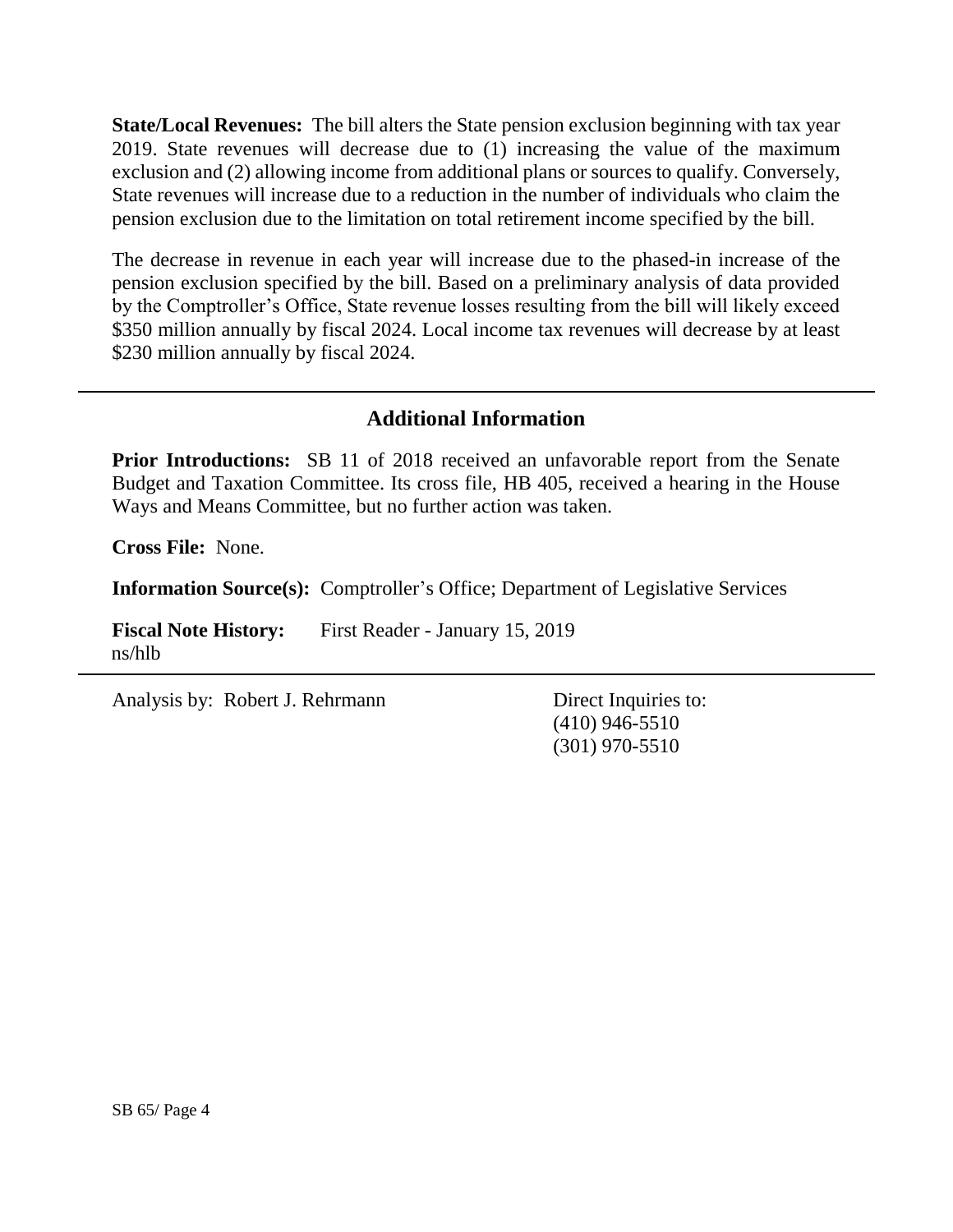**State/Local Revenues:** The bill alters the State pension exclusion beginning with tax year 2019. State revenues will decrease due to (1) increasing the value of the maximum exclusion and (2) allowing income from additional plans or sources to qualify. Conversely, State revenues will increase due to a reduction in the number of individuals who claim the pension exclusion due to the limitation on total retirement income specified by the bill.

The decrease in revenue in each year will increase due to the phased-in increase of the pension exclusion specified by the bill. Based on a preliminary analysis of data provided by the Comptroller's Office, State revenue losses resulting from the bill will likely exceed $350 million annually by fiscal 2024. Local income tax revenues will decrease by at least $230 million annually by fiscal 2024.

## Additional Information

**Prior Introductions:** SB 11 of 2018 received an unfavorable report from the Senate Budget and Taxation Committee. Its cross file, HB 405, received a hearing in the House Ways and Means Committee, but no further action was taken.

**Cross File:** None.

**Information Source(s):** Comptroller's Office; Department of Legislative Services

**Fiscal Note History:** First Reader - January 15, 2019
ns/hlb

Analysis by: Robert J. Rehrmann

Direct Inquiries to:
(410) 946-5510
(301) 970-5510